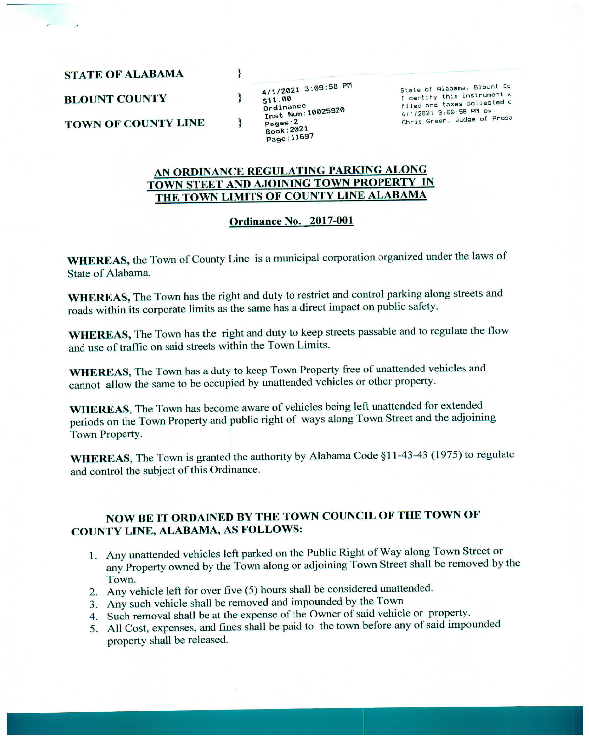STATE OF ALABAMA }

BLOUNT COUNTY }

TOWN OF COUNTY LINE }

4/1/2021 3:09:58 PM
$11.00
Ordinance
Inst Num:10025920
Pages:2
Book:2021
Page:11697

State of Alabama, Blount Co
I certify this instrument w
filed and taxes collected c
4/1/2021 3:09:58 PM by:
Chris Green, Judge of Proba

## AN ORDINANCE REGULATING PARKING ALONG TOWN STEET AND AJOINING TOWN PROPERTY IN THE TOWN LIMITS OF COUNTY LINE ALABAMA

### Ordinance No. 2017-001

**WHEREAS,** the Town of County Line is a municipal corporation organized under the laws of State of Alabama.

**WHEREAS,** The Town has the right and duty to restrict and control parking along streets and roads within its corporate limits as the same has a direct impact on public safety.

**WHEREAS,** The Town has the right and duty to keep streets passable and to regulate the flow and use of traffic on said streets within the Town Limits.

**WHEREAS,** The Town has a duty to keep Town Property free of unattended vehicles and cannot allow the same to be occupied by unattended vehicles or other property.

**WHEREAS,** The Town has become aware of vehicles being left unattended for extended periods on the Town Property and public right of ways along Town Street and the adjoining Town Property.

**WHEREAS,** The Town is granted the authority by Alabama Code §11-43-43 (1975) to regulate and control the subject of this Ordinance.

**NOW BE IT ORDAINED BY THE TOWN COUNCIL OF THE TOWN OF COUNTY LINE, ALABAMA, AS FOLLOWS:**

1. Any unattended vehicles left parked on the Public Right of Way along Town Street or any Property owned by the Town along or adjoining Town Street shall be removed by the Town.
2. Any vehicle left for over five (5) hours shall be considered unattended.
3. Any such vehicle shall be removed and impounded by the Town
4. Such removal shall be at the expense of the Owner of said vehicle or property.
5. All Cost, expenses, and fines shall be paid to the town before any of said impounded property shall be released.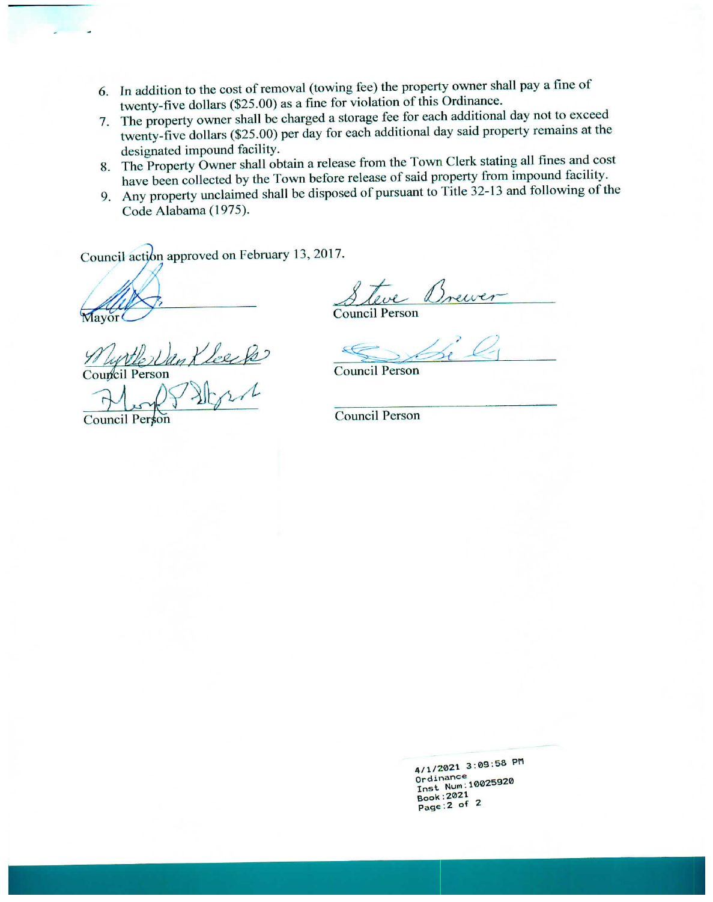6. In addition to the cost of removal (towing fee) the property owner shall pay a fine of twenty-five dollars ($25.00) as a fine for violation of this Ordinance.
7. The property owner shall be charged a storage fee for each additional day not to exceed twenty-five dollars ($25.00) per day for each additional day said property remains at the designated impound facility.
8. The Property Owner shall obtain a release from the Town Clerk stating all fines and cost have been collected by the Town before release of said property from impound facility.
9. Any property unclaimed shall be disposed of pursuant to Title 32-13 and following of the Code Alabama (1975).

Council action approved on February 13, 2017.

Mayor

Steve Brewer
Council Person

Myrtle VanKleeck
Council Person

Council Person

Council Person

Council Person

4/1/2021 3:09:58 PM
Ordinance
Inst Num:10025920
Book:2021
Page:2 of 2